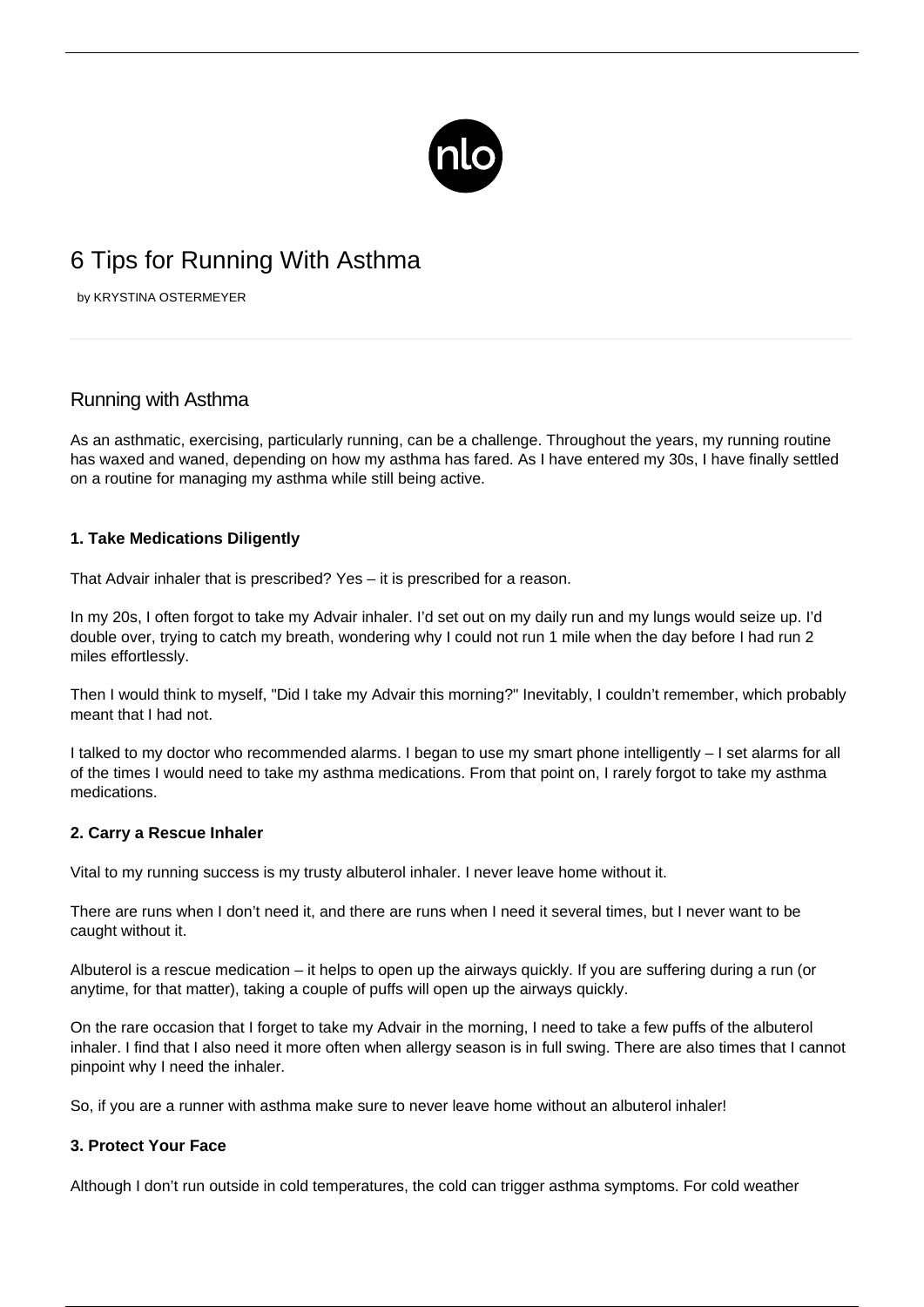# 6 Tips for Running With Asthma

by KRYSTINA OSTERMEYER

## Running with Asthma

As an asthmatic, exercising, particularly running, can be a challenge. Throughout the years, my running routine has waxed and waned, depending on how my asthma has fared. As I have entered my 30s, I have finally settled on a routine for managing my asthma while still being active.

### 1. Take Medications Diligently

That Advair inhaler that is prescribed? Yes – it is prescribed for a reason.

In my 20s, I often forgot to take my Advair inhaler. I'd set out on my daily run and my lungs would seize up. I'd double over, trying to catch my breath, wondering why I could not run 1 mile when the day before I had run 2 miles effortlessly.

Then I would think to myself, "Did I take my Advair this morning?" Inevitably, I couldn't remember, which probably meant that I had not.

I talked to my doctor who recommended alarms. I began to use my smart phone intelligently – I set alarms for all of the times I would need to take my asthma medications. From that point on, I rarely forgot to take my asthma medications.

### 2. Carry a Rescue Inhaler

Vital to my running success is my trusty albuterol inhaler. I never leave home without it.

There are runs when I don't need it, and there are runs when I need it several times, but I never want to be caught without it.

Albuterol is a rescue medication – it helps to open up the airways quickly. If you are suffering during a run (or anytime, for that matter), taking a couple of puffs will open up the airways quickly.

On the rare occasion that I forget to take my Advair in the morning, I need to take a few puffs of the albuterol inhaler. I find that I also need it more often when allergy season is in full swing. There are also times that I cannot pinpoint why I need the inhaler.

So, if you are a runner with asthma make sure to never leave home without an albuterol inhaler!

### 3. Protect Your Face

Although I don't run outside in cold temperatures, the cold can trigger asthma symptoms. For cold weather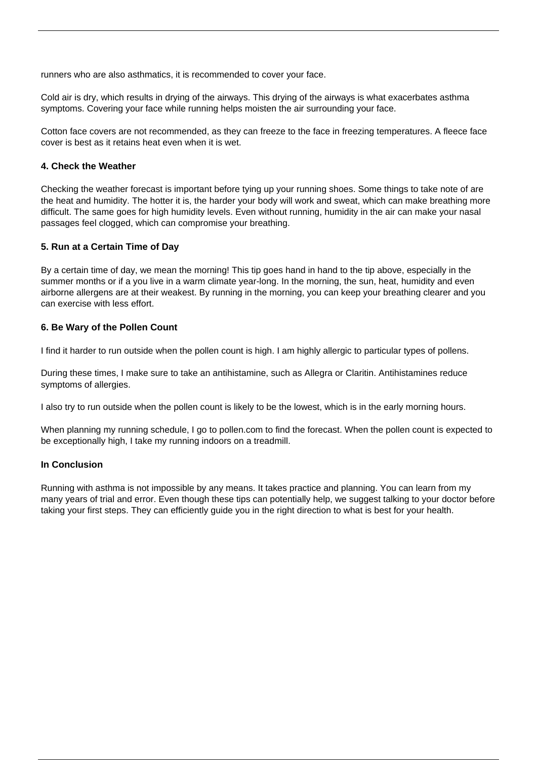runners who are also asthmatics, it is recommended to cover your face.

Cold air is dry, which results in drying of the airways. This drying of the airways is what exacerbates asthma symptoms. Covering your face while running helps moisten the air surrounding your face.

Cotton face covers are not recommended, as they can freeze to the face in freezing temperatures. A fleece face cover is best as it retains heat even when it is wet.

#### 4. Check the Weather

Checking the weather forecast is important before tying up your running shoes. Some things to take note of are the heat and humidity. The hotter it is, the harder your body will work and sweat, which can make breathing more difficult. The same goes for high humidity levels. Even without running, humidity in the air can make your nasal passages feel clogged, which can compromise your breathing.

#### 5. Run at a Certain Time of Day

By a certain time of day, we mean the morning! This tip goes hand in hand to the tip above, especially in the summer months or if a you live in a warm climate year-long. In the morning, the sun, heat, humidity and even airborne allergens are at their weakest. By running in the morning, you can keep your breathing clearer and you can exercise with less effort.

#### 6. Be Wary of the Pollen Count

I find it harder to run outside when the pollen count is high. I am highly allergic to particular types of pollens.

During these times, I make sure to take an antihistamine, such as Allegra or Claritin. Antihistamines reduce symptoms of allergies.

I also try to run outside when the pollen count is likely to be the lowest, which is in the early morning hours.

When planning my running schedule, I go to pollen.com to find the forecast. When the pollen count is expected to be exceptionally high, I take my running indoors on a treadmill.

#### In Conclusion

Running with asthma is not impossible by any means. It takes practice and planning. You can learn from my many years of trial and error. Even though these tips can potentially help, we suggest talking to your doctor before taking your first steps. They can efficiently guide you in the right direction to what is best for your health.